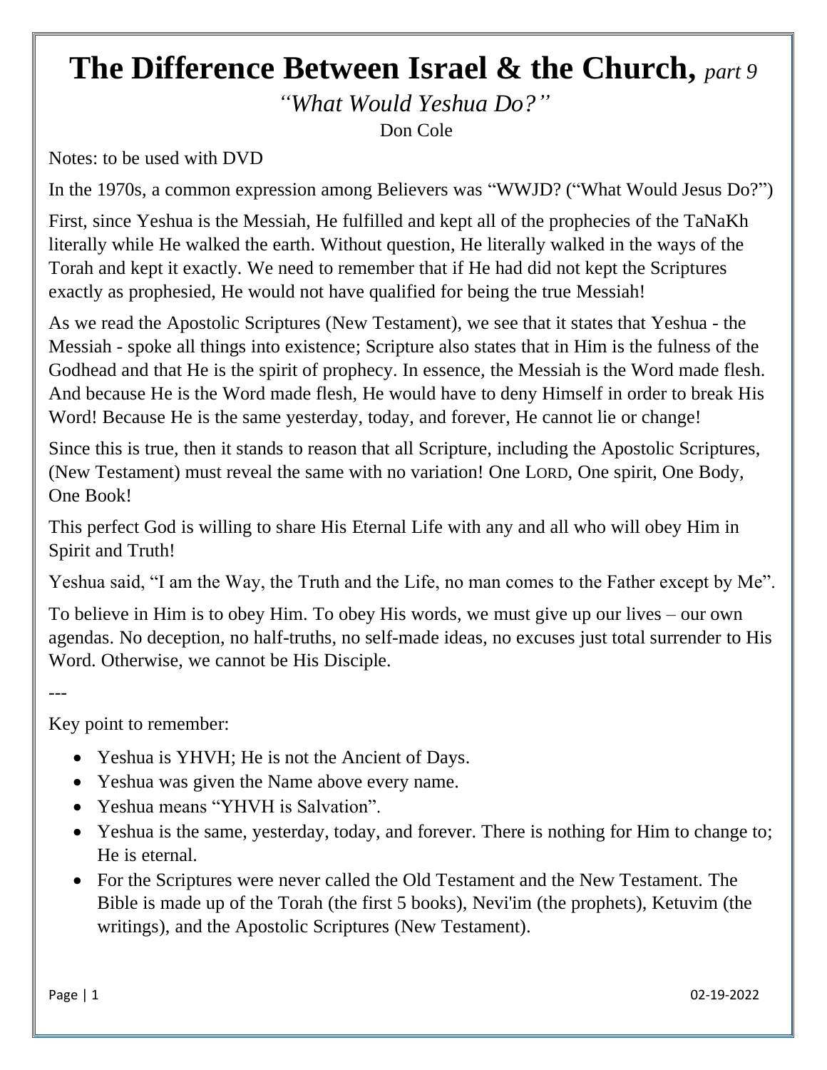# The Difference Between Israel & the Church, *part 9*

*"What Would Yeshua Do?"*

Don Cole

Notes: to be used with DVD

In the 1970s, a common expression among Believers was "WWJD? ("What Would Jesus Do?")

First, since Yeshua is the Messiah, He fulfilled and kept all of the prophecies of the TaNaKh literally while He walked the earth. Without question, He literally walked in the ways of the Torah and kept it exactly. We need to remember that if He had did not kept the Scriptures exactly as prophesied, He would not have qualified for being the true Messiah!

As we read the Apostolic Scriptures (New Testament), we see that it states that Yeshua - the Messiah - spoke all things into existence; Scripture also states that in Him is the fulness of the Godhead and that He is the spirit of prophecy. In essence, the Messiah is the Word made flesh. And because He is the Word made flesh, He would have to deny Himself in order to break His Word! Because He is the same yesterday, today, and forever, He cannot lie or change!

Since this is true, then it stands to reason that all Scripture, including the Apostolic Scriptures, (New Testament) must reveal the same with no variation! One LORD, One spirit, One Body, One Book!

This perfect God is willing to share His Eternal Life with any and all who will obey Him in Spirit and Truth!

Yeshua said, "I am the Way, the Truth and the Life, no man comes to the Father except by Me".

To believe in Him is to obey Him. To obey His words, we must give up our lives – our own agendas. No deception, no half-truths, no self-made ideas, no excuses just total surrender to His Word. Otherwise, we cannot be His Disciple.

---

Key point to remember:

- Yeshua is YHVH; He is not the Ancient of Days.
- Yeshua was given the Name above every name.
- Yeshua means "YHVH is Salvation".
- Yeshua is the same, yesterday, today, and forever. There is nothing for Him to change to; He is eternal.
- For the Scriptures were never called the Old Testament and the New Testament. The Bible is made up of the Torah (the first 5 books), Nevi'im (the prophets), Ketuvim (the writings), and the Apostolic Scriptures (New Testament).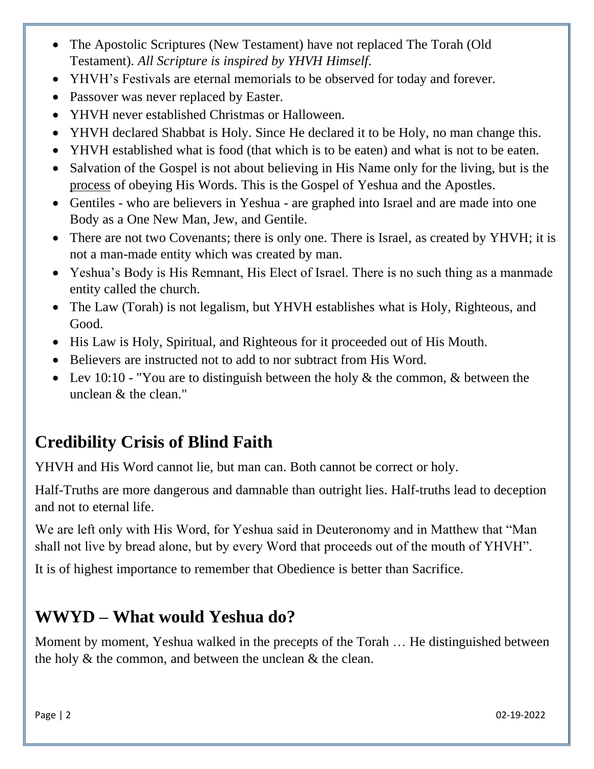- The Apostolic Scriptures (New Testament) have not replaced The Torah (Old Testament). *All Scripture is inspired by YHVH Himself*.
- YHVH's Festivals are eternal memorials to be observed for today and forever.
- Passover was never replaced by Easter.
- YHVH never established Christmas or Halloween.
- YHVH declared Shabbat is Holy. Since He declared it to be Holy, no man change this.
- YHVH established what is food (that which is to be eaten) and what is not to be eaten.
- Salvation of the Gospel is not about believing in His Name only for the living, but is the <u>process</u> of obeying His Words. This is the Gospel of Yeshua and the Apostles.
- Gentiles - who are believers in Yeshua - are graphed into Israel and are made into one Body as a One New Man, Jew, and Gentile.
- There are not two Covenants; there is only one. There is Israel, as created by YHVH; it is not a man-made entity which was created by man.
- Yeshua's Body is His Remnant, His Elect of Israel. There is no such thing as a manmade entity called the church.
- The Law (Torah) is not legalism, but YHVH establishes what is Holy, Righteous, and Good.
- His Law is Holy, Spiritual, and Righteous for it proceeded out of His Mouth.
- Believers are instructed not to add to nor subtract from His Word.
- Lev 10:10 - "You are to distinguish between the holy & the common, & between the unclean & the clean."

## Credibility Crisis of Blind Faith

YHVH and His Word cannot lie, but man can. Both cannot be correct or holy.

Half-Truths are more dangerous and damnable than outright lies. Half-truths lead to deception and not to eternal life.

We are left only with His Word, for Yeshua said in Deuteronomy and in Matthew that "Man shall not live by bread alone, but by every Word that proceeds out of the mouth of YHVH".

It is of highest importance to remember that Obedience is better than Sacrifice.

## WWYD – What would Yeshua do?

Moment by moment, Yeshua walked in the precepts of the Torah … He distinguished between the holy & the common, and between the unclean & the clean.